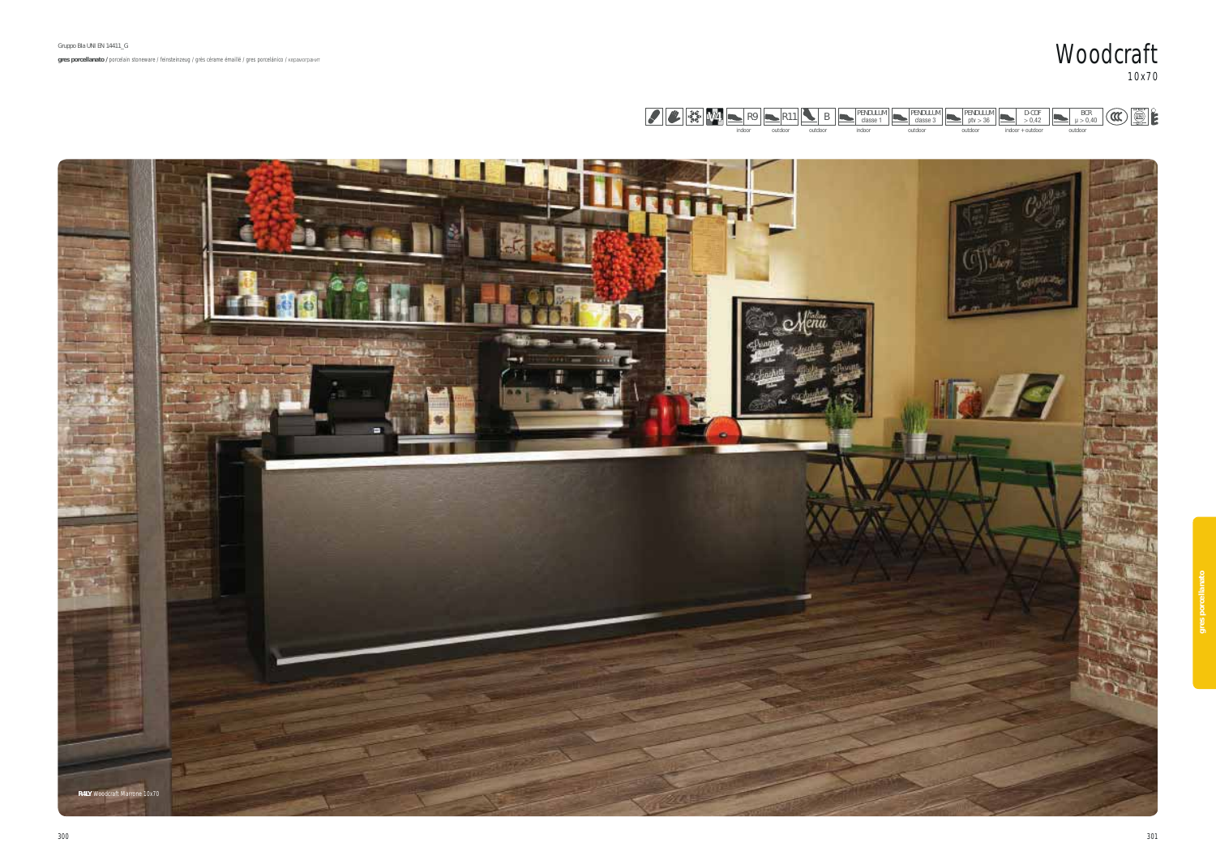Gruppo BIa UNI EN 14411_G

**gres porcellanato** / porcelain stoneware / feinsteinzeug / grès cérame émaillé / gres porcelánico / керамогранит

# Woodcraft

10x70

| R9 | R11 | B | PENDULUM classe 1 | PENDULUM classe 3 | PENDULUM ptv > 36 | D-COF > 0,42 | BCR μ > 0,40 |
|---|---|---|---|---|---|---|---|
| indoor | outdoor | outdoor | indoor | outdoor | outdoor | indoor + outdoor | outdoor |

RAGNO Woodcraft Marrone 10x70

gres porcellanato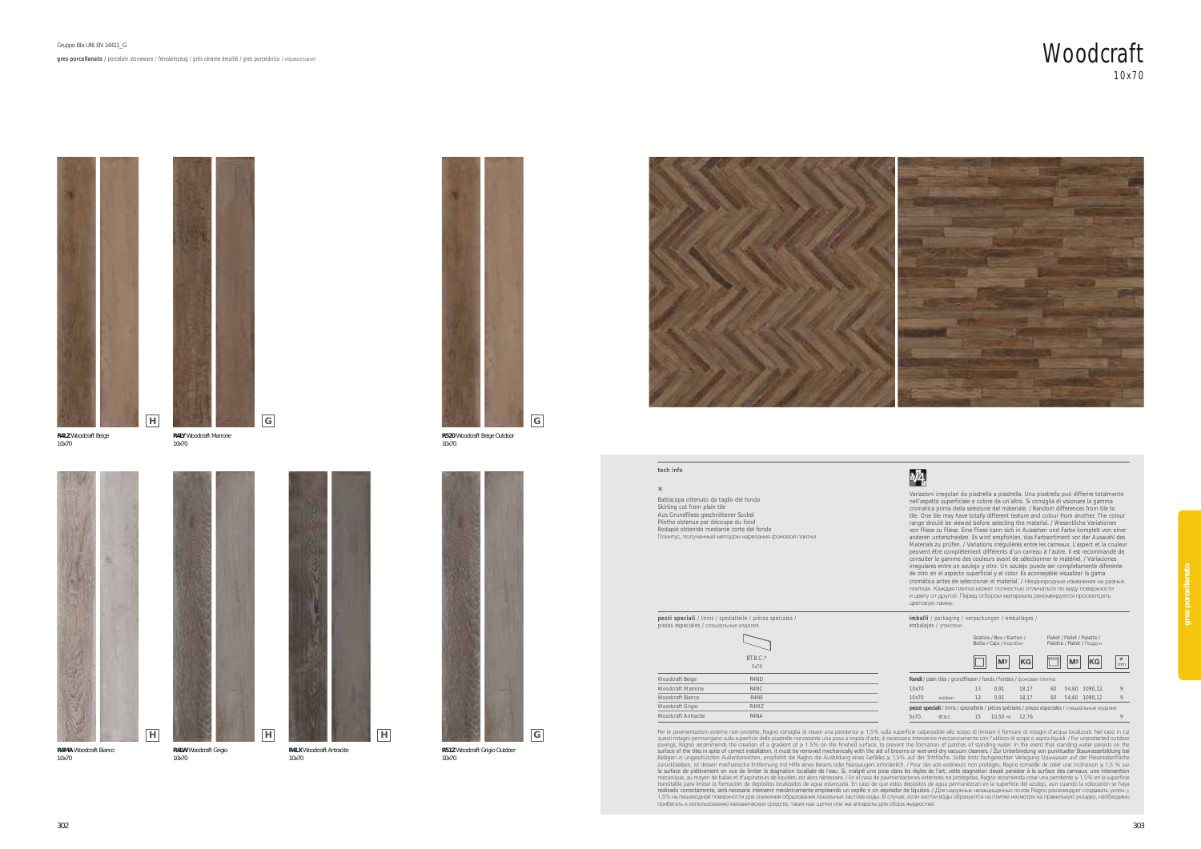Gruppo BIa UNI EN 14411_G

**gres porcellanato** / porcelain stoneware / feinsteinzeug / grès cérame émaillé / gres porcelánico / керамогранит

# Woodcraft

10x70

**R4LZ** Woodcraft Beige
10x70
H

**R4LY** Woodcraft Marrone
10x70
G

**R520** Woodcraft Beige Outdoor
10x70
G

**R4MA** Woodcraft Bianco
10x70
H

**R4LW** Woodcraft Grigio
10x70
H

**R4LX** Woodcraft Antracite
10x70
H

**R51Z** Woodcraft Grigio Outdoor
10x70
G

**tech info**

\*

Battiscopa ottenuto da taglio del fondo
Skirting cut from plain tile
Aus Grundfliese geschnittener Sockel
Plinthe obtenue par découpe du fond
Rodapié obtenido mediante corte del fondo
Плинтус, полученный методом нарезания фоновой плитки

V4

Variazioni irregolari da piastrella a piastrella. Una piastrella può differire totalmente nell'aspetto superficiale e colore da un'altra. Si consiglia di visionare la gamma cromatica prima della selezione del materiale. / Random differences from tile to tile. One tile may have totally different texture and colour from another. The colour range should be viewed before selecting the material. / Wesentliche Variationen von Fliese zu Fliese. Eine Fliese kann sich in Aussehen und Farbe komplett von einer anderen unterscheiden. Es wird empfohlen, das Farbsortiment vor der Auswahl des Materials zu prüfen. / Variations irrégulières entre les carreaux. L'aspect et la couleur peuvent être complètement différents d'un carreau à l'autre. Il est recommandé de consulter la gamme des couleurs avant de sélectionner le matériel. / Variaciones irregulares entre un azulejo y otro. Un azulejo puede ser completamente diferente de otro en el aspecto superficial y el color. Es aconsejable visualizar la gama cromática antes de seleccionar el material. / Неоднородные изменения на разных плитках. Каждая плитка может полностью отличаться по виду поверхности и цвету от другой. Перед отбором материала рекомендуется просмотреть цветовую гамму.

**pezzi speciali** / trims / spezialteile / pièces spéciales / piezas especiales / специальные изделия

| | BT.B.C.* 5x70 |
|---|---|
| Woodcraft Beige | R4ND |
| Woodcraft Marrone | R4NC |
| Woodcraft Bianco | R4NE |
| Woodcraft Grigio | R4MZ |
| Woodcraft Antracite | R4NA |

**imballi** / packaging / verpackungen / emballages / embalajes / упаковки

| | | Scatole / Box / Karton / Boîte / Caja / Коробки | | | Pallet / Pallet / Palette / Palette / Pallet / Поддон | | | |
|---|---|---|---|---|---|---|---|---|
| | | Pz | M² | KG | Box | M² | KG | ≠ mm |
| **fondi** / plain tiles / grundfliesen / fonds / fondos / фоновая плитка | | | | | | | | |
| 10x70 | | 13 | 0,91 | 18,17 | 60 | 54,60 | 1090,12 | 9 |
| 10x70 | outdoor | 13 | 0,91 | 18,17 | 60 | 54,60 | 1090,12 | 9 |
| **pezzi speciali** / trims / spezialteile / pièces spéciales / piezas especiales / специальные изделия | | | | | | | | |
| 5x70 | BT.B.C. | 15 | 10,50 ml | 12,76 | | | | 9 |

Per le pavimentazioni esterne non protette, Ragno consiglia di creare una pendenza ≥ 1,5% sulla superficie calpestabile allo scopo di limitare il formarsi di ristagni d'acqua localizzati. Nel caso in cui questi ristagni permangano sulla superficie delle piastrelle nonostante una posa a regola d'arte, è necessario intervenire meccanicamente con l'utilizzo di scope o aspiraliquidi. / For unprotected outdoor pavings, Ragno recommends the creation of a gradient of ≥ 1.5% on the finished surface, to prevent the formation of patches of standing water. In the event that standing water persists on the surface of the tiles in spite of correct installation, it must be removed mechanically with the aid of brooms or wet-and-dry vacuum cleaners. / Zur Unterbindung von punktueller Stauwasserbildung bei Belägen in ungeschützten Außenbereichen, empfiehlt die Ragno die Ausbildung eines Gefälles ≥ 1,5% auf der Trittfläche. Sollte trotz fachgerechter Verlegung Stauwasser auf der Fliesenoberfläche zurückbleiben, ist dessen mechanische Entfernung mit Hilfe eines Besens oder Nassaugers erforderlich. / Pour des sols extérieurs non protégés, Ragno conseille de créer une inclinaison ≥ 1,5 % sur la surface de piétinement en vue de limiter la stagnation localisée de l'eau. Si, malgré une pose dans les règles de l'art, cette stagnation devait persister à la surface des carreaux, une intervention mécanique, au moyen de balais et d'aspirateurs de liquides, est alors nécessaire. / En el caso de pavimentaciones exteriores no protegidas, Ragno recomienda crear una pendiente ≥ 1,5% en la superficie transitable para limitar la formación de depósitos localizados de agua estancada. En caso de que estos depósitos de agua permanezcan en la superficie del azulejo, aun cuando la colocación se haya realizado correctamente, será necesario intervenir mecánicamente empleando un cepillo o un aspirador de líquidos. / Для наружных незащищенных полов Ragno рекомендует создавать уклон ≥ 1,5% на пешеходной поверхности для снижения образования локальных застоев воды. В случае, если застои воды образуются на плитке несмотря на правильную укладку, необходимо прибегать к использованию механических средств, таких как щетки или же аппараты для сбора жидкостей.